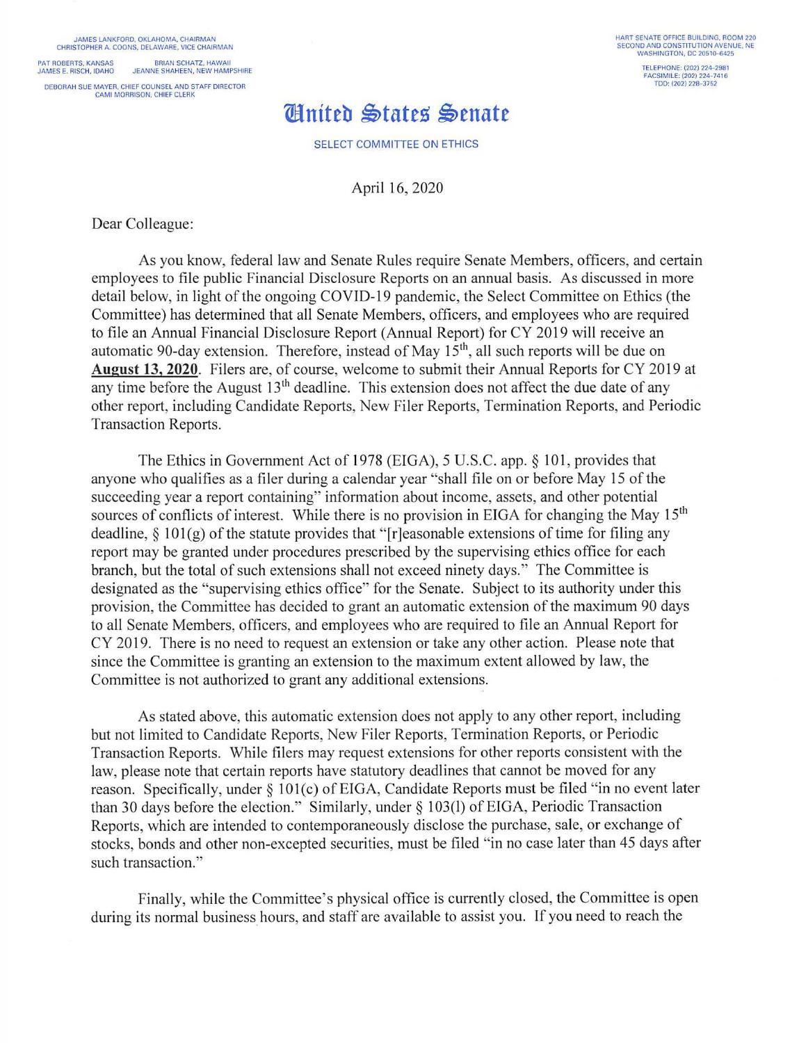JAMES LANKFORD, OKLAHOMA, CHAIRMAN
CHRISTOPHER A. COONS, DELAWARE, VICE CHAIRMAN

PAT ROBERTS, KANSAS    BRIAN SCHATZ, HAWAII
JAMES E. RISCH, IDAHO    JEANNE SHAHEEN, NEW HAMPSHIRE

DEBORAH SUE MAYER, CHIEF COUNSEL AND STAFF DIRECTOR
CAMI MORRISON, CHIEF CLERK

HART SENATE OFFICE BUILDING, ROOM 220
SECOND AND CONSTITUTION AVENUE, NE
WASHINGTON, DC 20510-6425

TELEPHONE: (202) 224-2981
FACSIMILE: (202) 224-7416
TDD: (202) 228-3752

# United States Senate

SELECT COMMITTEE ON ETHICS

April 16, 2020

Dear Colleague:

As you know, federal law and Senate Rules require Senate Members, officers, and certain employees to file public Financial Disclosure Reports on an annual basis. As discussed in more detail below, in light of the ongoing COVID-19 pandemic, the Select Committee on Ethics (the Committee) has determined that all Senate Members, officers, and employees who are required to file an Annual Financial Disclosure Report (Annual Report) for CY 2019 will receive an automatic 90-day extension. Therefore, instead of May 15th, all such reports will be due on **August 13, 2020**. Filers are, of course, welcome to submit their Annual Reports for CY 2019 at any time before the August 13th deadline. This extension does not affect the due date of any other report, including Candidate Reports, New Filer Reports, Termination Reports, and Periodic Transaction Reports.

The Ethics in Government Act of 1978 (EIGA), 5 U.S.C. app. § 101, provides that anyone who qualifies as a filer during a calendar year "shall file on or before May 15 of the succeeding year a report containing" information about income, assets, and other potential sources of conflicts of interest. While there is no provision in EIGA for changing the May 15th deadline, § 101(g) of the statute provides that "[r]easonable extensions of time for filing any report may be granted under procedures prescribed by the supervising ethics office for each branch, but the total of such extensions shall not exceed ninety days." The Committee is designated as the "supervising ethics office" for the Senate. Subject to its authority under this provision, the Committee has decided to grant an automatic extension of the maximum 90 days to all Senate Members, officers, and employees who are required to file an Annual Report for CY 2019. There is no need to request an extension or take any other action. Please note that since the Committee is granting an extension to the maximum extent allowed by law, the Committee is not authorized to grant any additional extensions.

As stated above, this automatic extension does not apply to any other report, including but not limited to Candidate Reports, New Filer Reports, Termination Reports, or Periodic Transaction Reports. While filers may request extensions for other reports consistent with the law, please note that certain reports have statutory deadlines that cannot be moved for any reason. Specifically, under § 101(c) of EIGA, Candidate Reports must be filed "in no event later than 30 days before the election." Similarly, under § 103(l) of EIGA, Periodic Transaction Reports, which are intended to contemporaneously disclose the purchase, sale, or exchange of stocks, bonds and other non-excepted securities, must be filed "in no case later than 45 days after such transaction."

Finally, while the Committee's physical office is currently closed, the Committee is open during its normal business hours, and staff are available to assist you. If you need to reach the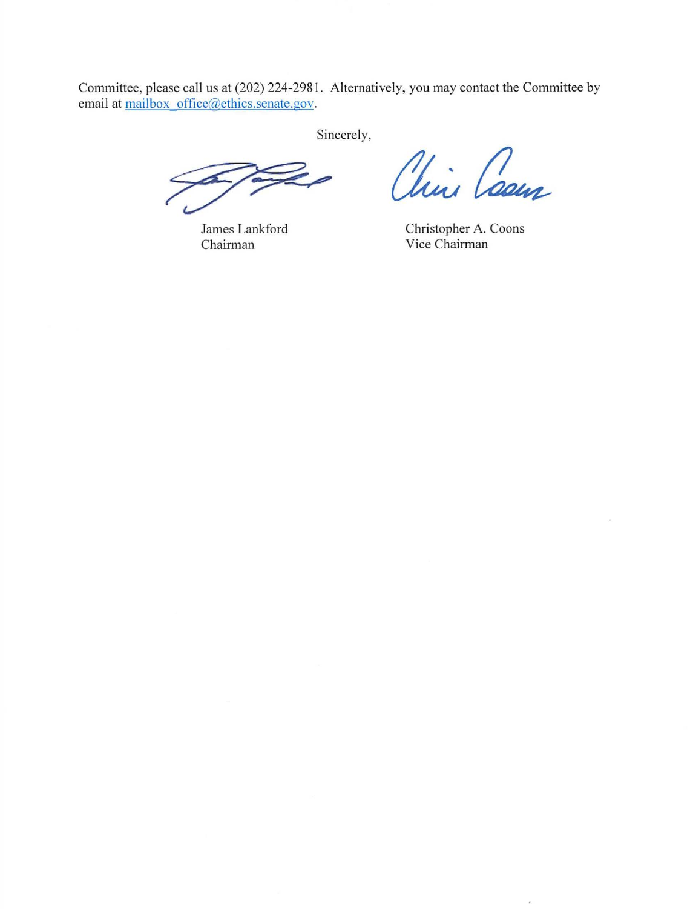Committee, please call us at (202) 224-2981. Alternatively, you may contact the Committee by email at mailbox_office@ethics.senate.gov.

Sincerely,

James Lankford
Chairman

Christopher A. Coons
Vice Chairman